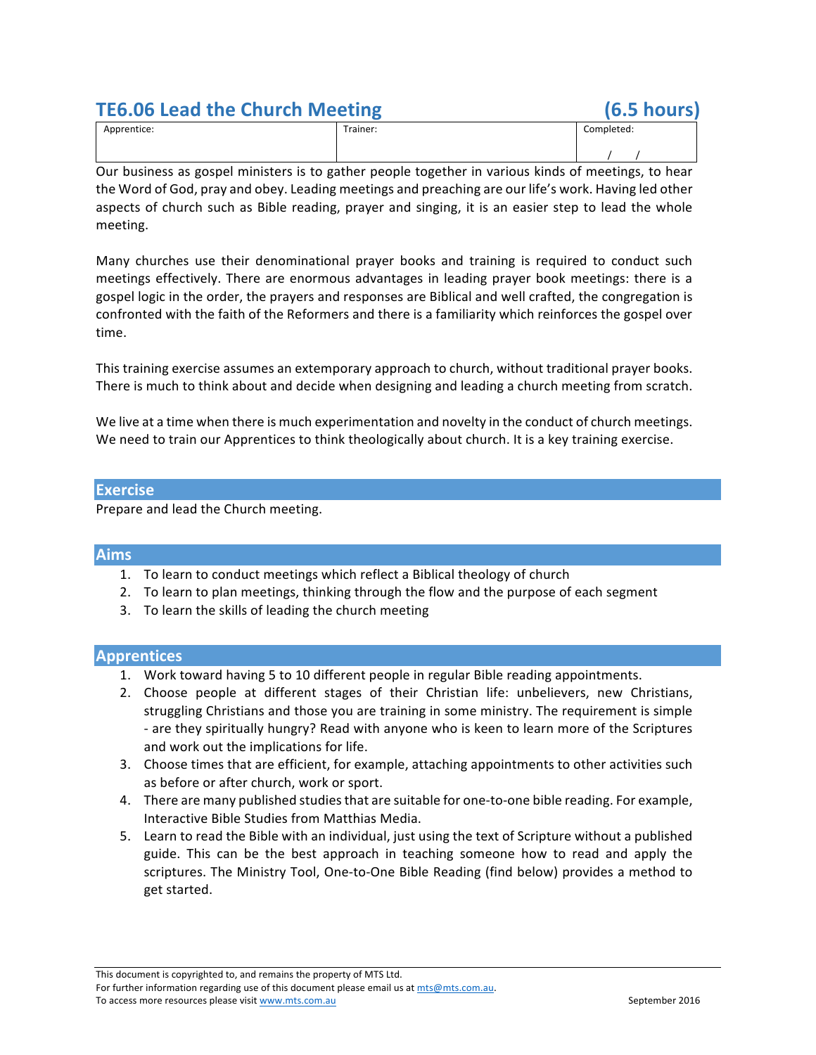# TE6.06 Lead the Church Meeting (6.5 hours)

| Apprentice: | Trainer: | Completed: |
|---|---|---|
| | | / / |

Our business as gospel ministers is to gather people together in various kinds of meetings, to hear the Word of God, pray and obey. Leading meetings and preaching are our life's work. Having led other aspects of church such as Bible reading, prayer and singing, it is an easier step to lead the whole meeting.

Many churches use their denominational prayer books and training is required to conduct such meetings effectively. There are enormous advantages in leading prayer book meetings: there is a gospel logic in the order, the prayers and responses are Biblical and well crafted, the congregation is confronted with the faith of the Reformers and there is a familiarity which reinforces the gospel over time.

This training exercise assumes an extemporary approach to church, without traditional prayer books. There is much to think about and decide when designing and leading a church meeting from scratch.

We live at a time when there is much experimentation and novelty in the conduct of church meetings. We need to train our Apprentices to think theologically about church. It is a key training exercise.

## Exercise

Prepare and lead the Church meeting.

## Aims

1. To learn to conduct meetings which reflect a Biblical theology of church
2. To learn to plan meetings, thinking through the flow and the purpose of each segment
3. To learn the skills of leading the church meeting

## Apprentices

1. Work toward having 5 to 10 different people in regular Bible reading appointments.
2. Choose people at different stages of their Christian life: unbelievers, new Christians, struggling Christians and those you are training in some ministry. The requirement is simple - are they spiritually hungry? Read with anyone who is keen to learn more of the Scriptures and work out the implications for life.
3. Choose times that are efficient, for example, attaching appointments to other activities such as before or after church, work or sport.
4. There are many published studies that are suitable for one-to-one bible reading. For example, Interactive Bible Studies from Matthias Media.
5. Learn to read the Bible with an individual, just using the text of Scripture without a published guide. This can be the best approach in teaching someone how to read and apply the scriptures. The Ministry Tool, One-to-One Bible Reading (find below) provides a method to get started.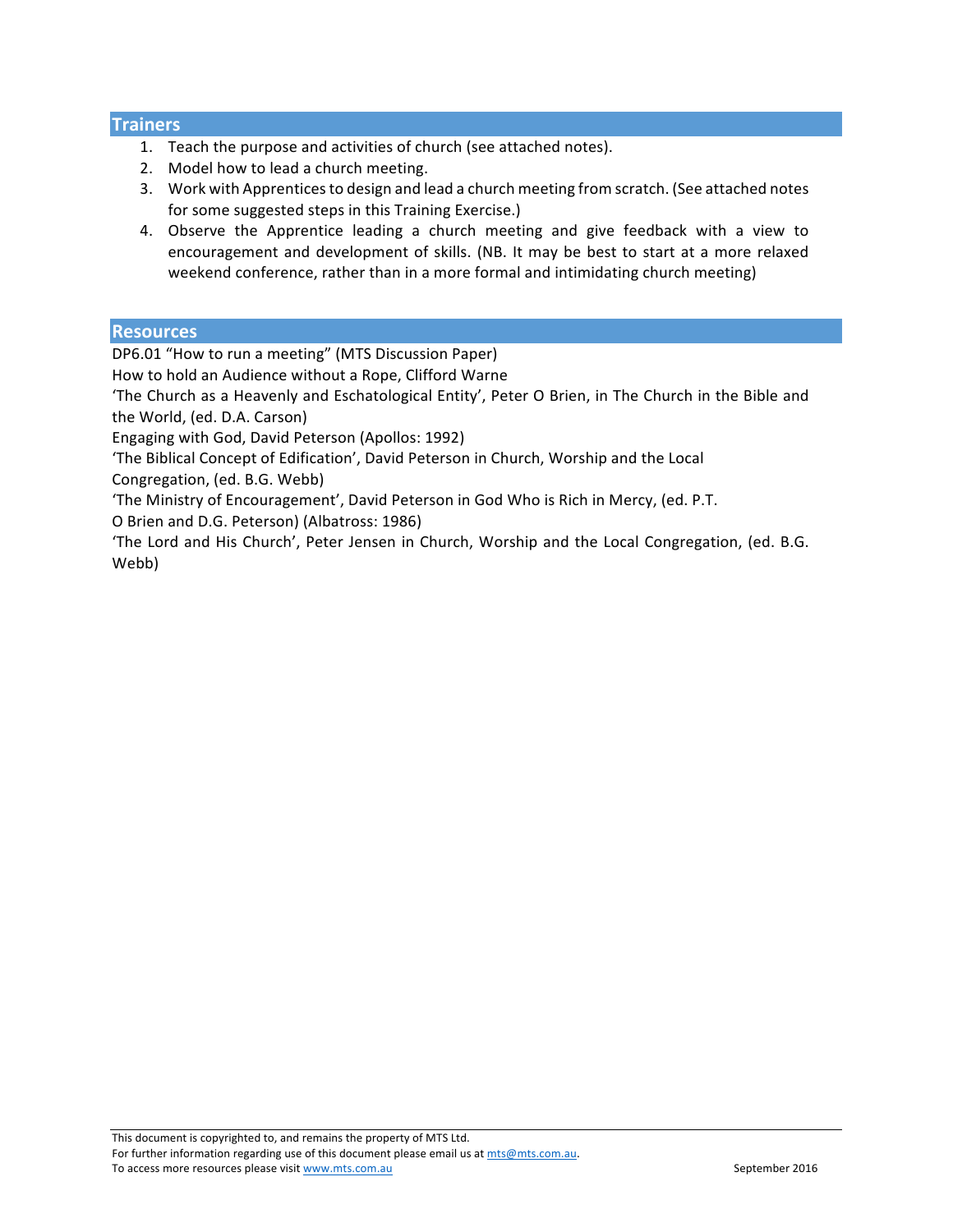## Trainers

1. Teach the purpose and activities of church (see attached notes).
2. Model how to lead a church meeting.
3. Work with Apprentices to design and lead a church meeting from scratch. (See attached notes for some suggested steps in this Training Exercise.)
4. Observe the Apprentice leading a church meeting and give feedback with a view to encouragement and development of skills. (NB. It may be best to start at a more relaxed weekend conference, rather than in a more formal and intimidating church meeting)

## Resources

DP6.01 "How to run a meeting" (MTS Discussion Paper)
How to hold an Audience without a Rope, Clifford Warne
'The Church as a Heavenly and Eschatological Entity', Peter O Brien, in The Church in the Bible and the World, (ed. D.A. Carson)
Engaging with God, David Peterson (Apollos: 1992)
'The Biblical Concept of Edification', David Peterson in Church, Worship and the Local Congregation, (ed. B.G. Webb)
'The Ministry of Encouragement', David Peterson in God Who is Rich in Mercy, (ed. P.T. O Brien and D.G. Peterson) (Albatross: 1986)
'The Lord and His Church', Peter Jensen in Church, Worship and the Local Congregation, (ed. B.G. Webb)

This document is copyrighted to, and remains the property of MTS Ltd.
For further information regarding use of this document please email us at mts@mts.com.au.
To access more resources please visit www.mts.com.au September 2016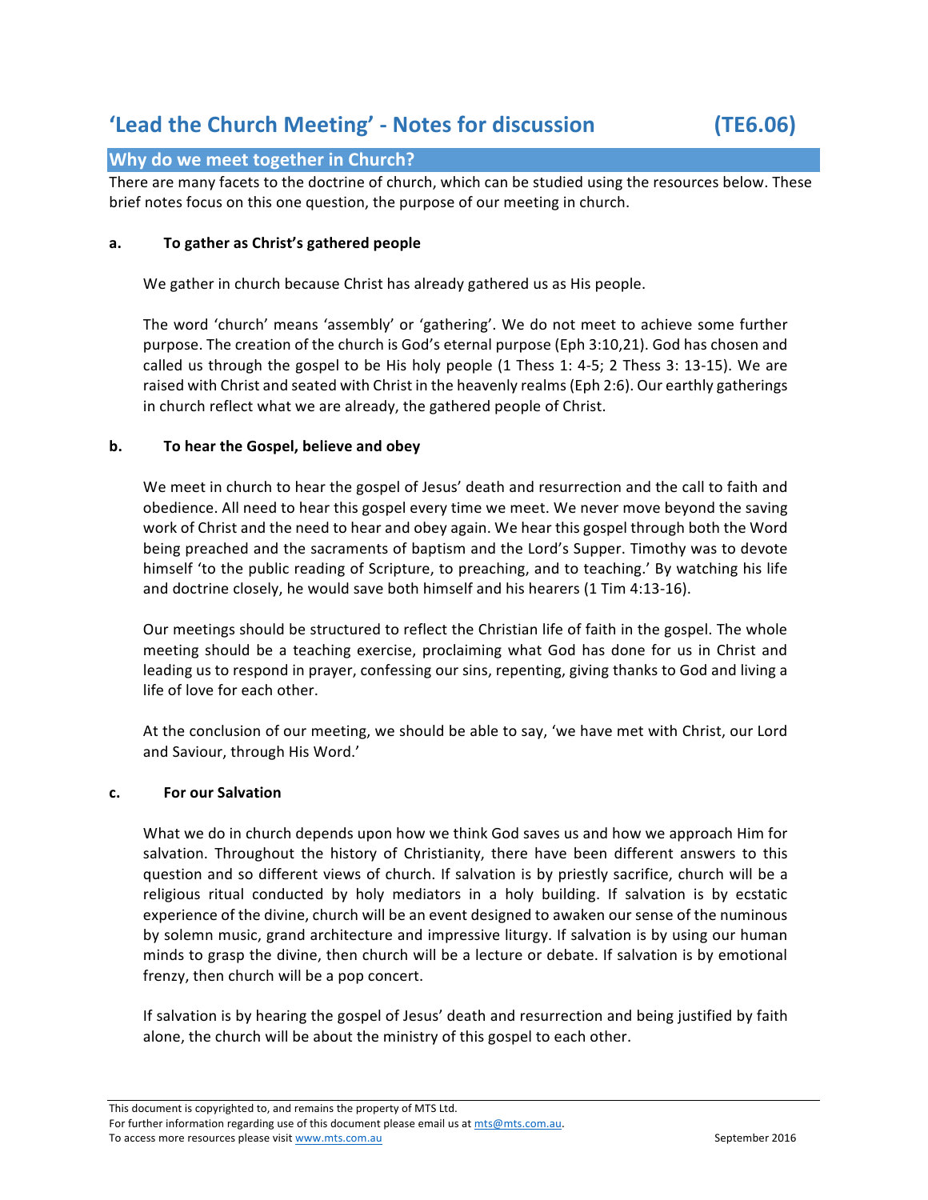# 'Lead the Church Meeting' - Notes for discussion (TE6.06)

## Why do we meet together in Church?

There are many facets to the doctrine of church, which can be studied using the resources below. These brief notes focus on this one question, the purpose of our meeting in church.

### a. To gather as Christ's gathered people

We gather in church because Christ has already gathered us as His people.

The word 'church' means 'assembly' or 'gathering'. We do not meet to achieve some further purpose. The creation of the church is God's eternal purpose (Eph 3:10,21). God has chosen and called us through the gospel to be His holy people (1 Thess 1: 4-5; 2 Thess 3: 13-15). We are raised with Christ and seated with Christ in the heavenly realms (Eph 2:6). Our earthly gatherings in church reflect what we are already, the gathered people of Christ.

### b. To hear the Gospel, believe and obey

We meet in church to hear the gospel of Jesus' death and resurrection and the call to faith and obedience. All need to hear this gospel every time we meet. We never move beyond the saving work of Christ and the need to hear and obey again. We hear this gospel through both the Word being preached and the sacraments of baptism and the Lord's Supper. Timothy was to devote himself 'to the public reading of Scripture, to preaching, and to teaching.' By watching his life and doctrine closely, he would save both himself and his hearers (1 Tim 4:13-16).

Our meetings should be structured to reflect the Christian life of faith in the gospel. The whole meeting should be a teaching exercise, proclaiming what God has done for us in Christ and leading us to respond in prayer, confessing our sins, repenting, giving thanks to God and living a life of love for each other.

At the conclusion of our meeting, we should be able to say, 'we have met with Christ, our Lord and Saviour, through His Word.'

### c. For our Salvation

What we do in church depends upon how we think God saves us and how we approach Him for salvation. Throughout the history of Christianity, there have been different answers to this question and so different views of church. If salvation is by priestly sacrifice, church will be a religious ritual conducted by holy mediators in a holy building. If salvation is by ecstatic experience of the divine, church will be an event designed to awaken our sense of the numinous by solemn music, grand architecture and impressive liturgy. If salvation is by using our human minds to grasp the divine, then church will be a lecture or debate. If salvation is by emotional frenzy, then church will be a pop concert.

If salvation is by hearing the gospel of Jesus' death and resurrection and being justified by faith alone, the church will be about the ministry of this gospel to each other.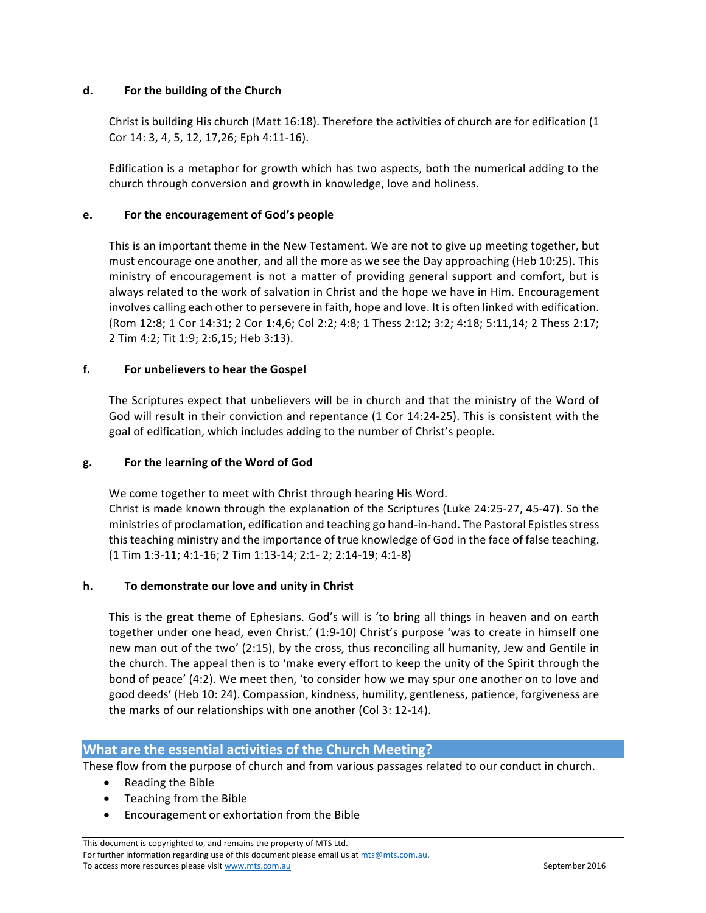**d. For the building of the Church**

Christ is building His church (Matt 16:18). Therefore the activities of church are for edification (1 Cor 14: 3, 4, 5, 12, 17,26; Eph 4:11-16).

Edification is a metaphor for growth which has two aspects, both the numerical adding to the church through conversion and growth in knowledge, love and holiness.

**e. For the encouragement of God's people**

This is an important theme in the New Testament. We are not to give up meeting together, but must encourage one another, and all the more as we see the Day approaching (Heb 10:25). This ministry of encouragement is not a matter of providing general support and comfort, but is always related to the work of salvation in Christ and the hope we have in Him. Encouragement involves calling each other to persevere in faith, hope and love. It is often linked with edification. (Rom 12:8; 1 Cor 14:31; 2 Cor 1:4,6; Col 2:2; 4:8; 1 Thess 2:12; 3:2; 4:18; 5:11,14; 2 Thess 2:17; 2 Tim 4:2; Tit 1:9; 2:6,15; Heb 3:13).

**f. For unbelievers to hear the Gospel**

The Scriptures expect that unbelievers will be in church and that the ministry of the Word of God will result in their conviction and repentance (1 Cor 14:24-25). This is consistent with the goal of edification, which includes adding to the number of Christ's people.

**g. For the learning of the Word of God**

We come together to meet with Christ through hearing His Word.
Christ is made known through the explanation of the Scriptures (Luke 24:25-27, 45-47). So the ministries of proclamation, edification and teaching go hand-in-hand. The Pastoral Epistles stress this teaching ministry and the importance of true knowledge of God in the face of false teaching. (1 Tim 1:3-11; 4:1-16; 2 Tim 1:13-14; 2:1- 2; 2:14-19; 4:1-8)

**h. To demonstrate our love and unity in Christ**

This is the great theme of Ephesians. God's will is 'to bring all things in heaven and on earth together under one head, even Christ.' (1:9-10) Christ's purpose 'was to create in himself one new man out of the two' (2:15), by the cross, thus reconciling all humanity, Jew and Gentile in the church. The appeal then is to 'make every effort to keep the unity of the Spirit through the bond of peace' (4:2). We meet then, 'to consider how we may spur one another on to love and good deeds' (Heb 10: 24). Compassion, kindness, humility, gentleness, patience, forgiveness are the marks of our relationships with one another (Col 3: 12-14).

## What are the essential activities of the Church Meeting?

These flow from the purpose of church and from various passages related to our conduct in church.

- Reading the Bible
- Teaching from the Bible
- Encouragement or exhortation from the Bible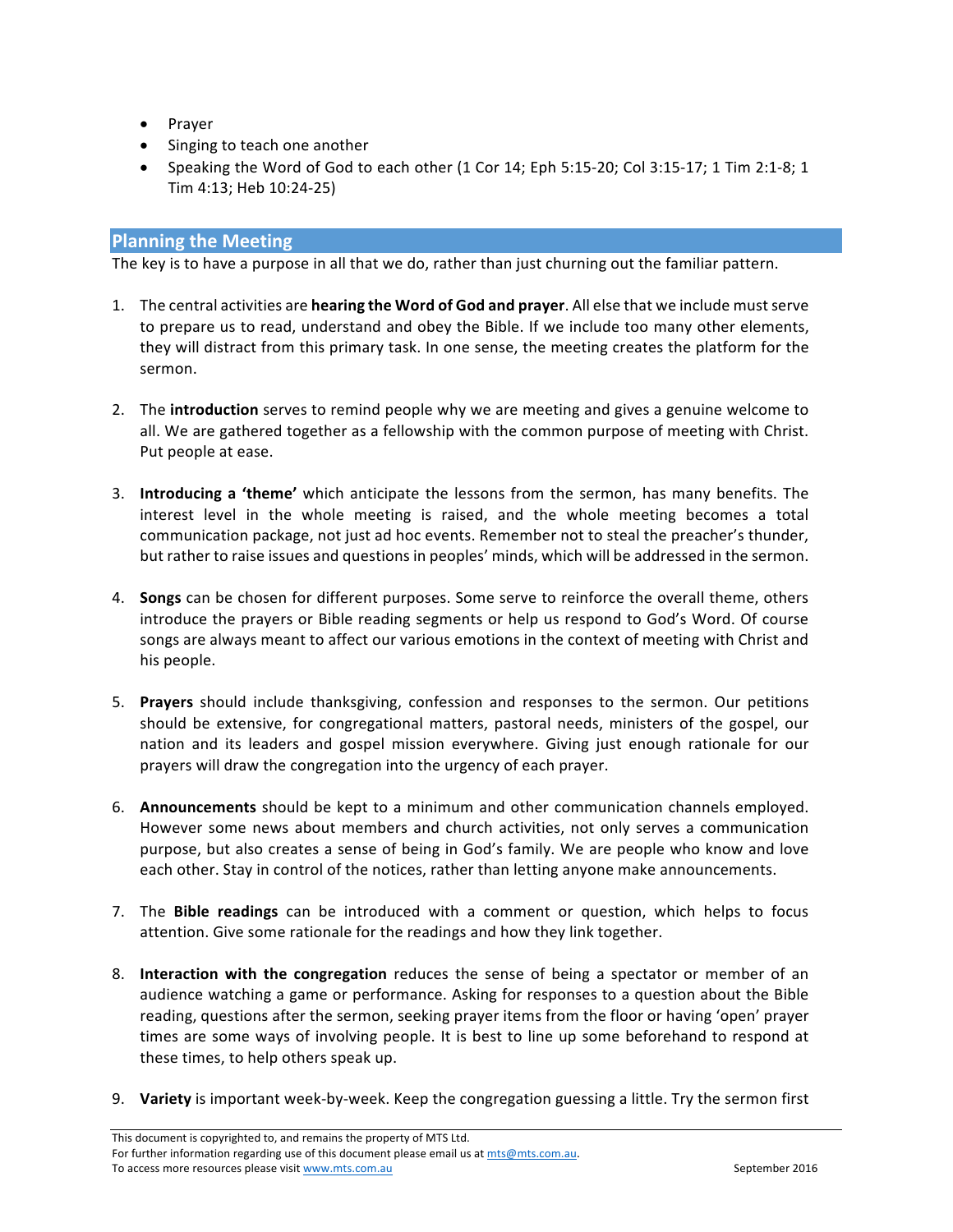- Prayer
- Singing to teach one another
- Speaking the Word of God to each other (1 Cor 14; Eph 5:15-20; Col 3:15-17; 1 Tim 2:1-8; 1 Tim 4:13; Heb 10:24-25)

## Planning the Meeting

The key is to have a purpose in all that we do, rather than just churning out the familiar pattern.

1. The central activities are **hearing the Word of God and prayer**. All else that we include must serve to prepare us to read, understand and obey the Bible. If we include too many other elements, they will distract from this primary task. In one sense, the meeting creates the platform for the sermon.

2. The **introduction** serves to remind people why we are meeting and gives a genuine welcome to all. We are gathered together as a fellowship with the common purpose of meeting with Christ. Put people at ease.

3. **Introducing a 'theme'** which anticipate the lessons from the sermon, has many benefits. The interest level in the whole meeting is raised, and the whole meeting becomes a total communication package, not just ad hoc events. Remember not to steal the preacher's thunder, but rather to raise issues and questions in peoples' minds, which will be addressed in the sermon.

4. **Songs** can be chosen for different purposes. Some serve to reinforce the overall theme, others introduce the prayers or Bible reading segments or help us respond to God's Word. Of course songs are always meant to affect our various emotions in the context of meeting with Christ and his people.

5. **Prayers** should include thanksgiving, confession and responses to the sermon. Our petitions should be extensive, for congregational matters, pastoral needs, ministers of the gospel, our nation and its leaders and gospel mission everywhere. Giving just enough rationale for our prayers will draw the congregation into the urgency of each prayer.

6. **Announcements** should be kept to a minimum and other communication channels employed. However some news about members and church activities, not only serves a communication purpose, but also creates a sense of being in God's family. We are people who know and love each other. Stay in control of the notices, rather than letting anyone make announcements.

7. The **Bible readings** can be introduced with a comment or question, which helps to focus attention. Give some rationale for the readings and how they link together.

8. **Interaction with the congregation** reduces the sense of being a spectator or member of an audience watching a game or performance. Asking for responses to a question about the Bible reading, questions after the sermon, seeking prayer items from the floor or having 'open' prayer times are some ways of involving people. It is best to line up some beforehand to respond at these times, to help others speak up.

9. **Variety** is important week-by-week. Keep the congregation guessing a little. Try the sermon first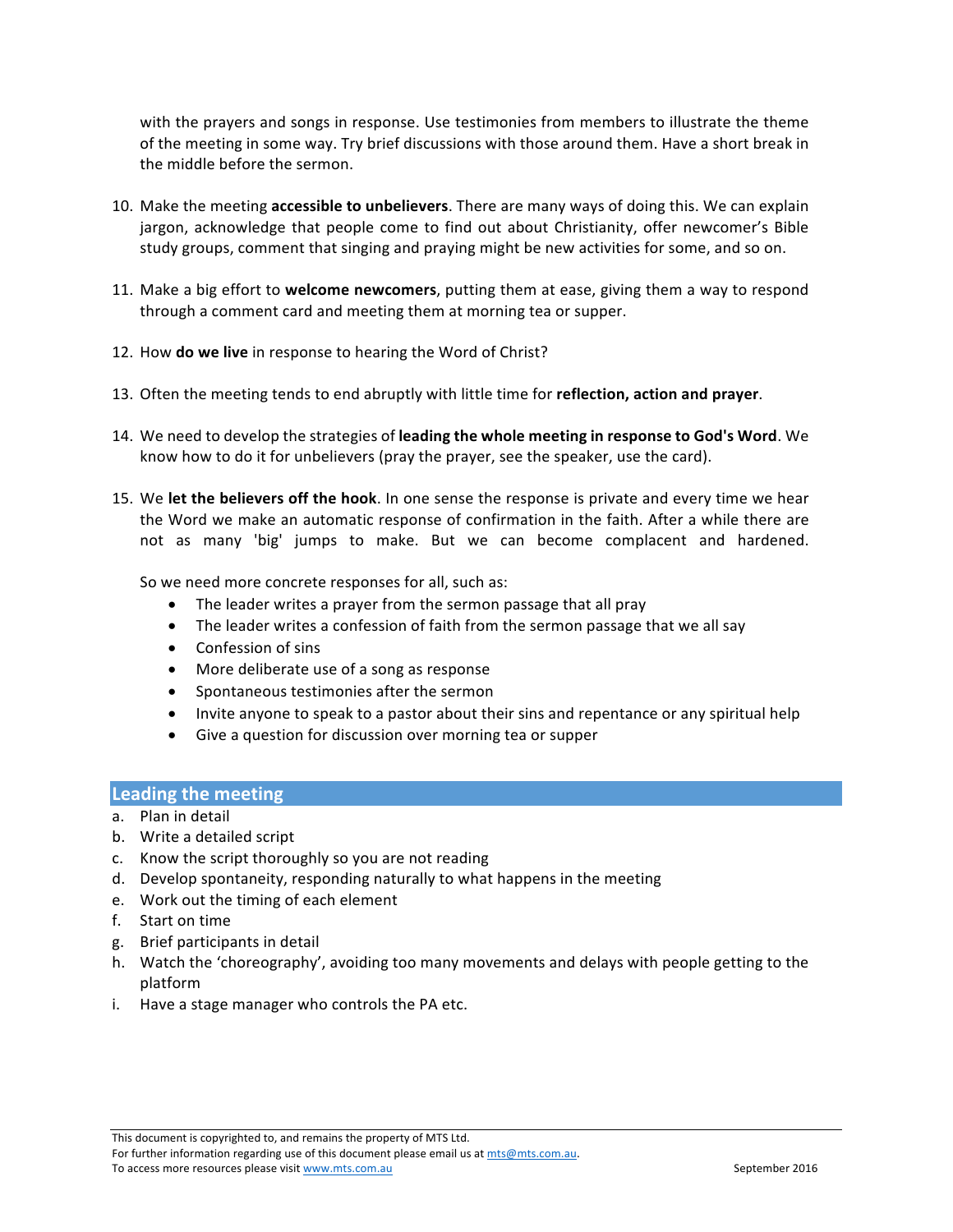with the prayers and songs in response. Use testimonies from members to illustrate the theme of the meeting in some way. Try brief discussions with those around them. Have a short break in the middle before the sermon.

10. Make the meeting **accessible to unbelievers**. There are many ways of doing this. We can explain jargon, acknowledge that people come to find out about Christianity, offer newcomer's Bible study groups, comment that singing and praying might be new activities for some, and so on.

11. Make a big effort to **welcome newcomers**, putting them at ease, giving them a way to respond through a comment card and meeting them at morning tea or supper.

12. How **do we live** in response to hearing the Word of Christ?

13. Often the meeting tends to end abruptly with little time for **reflection, action and prayer**.

14. We need to develop the strategies of **leading the whole meeting in response to God's Word**. We know how to do it for unbelievers (pray the prayer, see the speaker, use the card).

15. We **let the believers off the hook**. In one sense the response is private and every time we hear the Word we make an automatic response of confirmation in the faith. After a while there are not as many 'big' jumps to make. But we can become complacent and hardened.

    So we need more concrete responses for all, such as:
    - The leader writes a prayer from the sermon passage that all pray
    - The leader writes a confession of faith from the sermon passage that we all say
    - Confession of sins
    - More deliberate use of a song as response
    - Spontaneous testimonies after the sermon
    - Invite anyone to speak to a pastor about their sins and repentance or any spiritual help
    - Give a question for discussion over morning tea or supper

## Leading the meeting

a. Plan in detail
b. Write a detailed script
c. Know the script thoroughly so you are not reading
d. Develop spontaneity, responding naturally to what happens in the meeting
e. Work out the timing of each element
f. Start on time
g. Brief participants in detail
h. Watch the 'choreography', avoiding too many movements and delays with people getting to the platform
i. Have a stage manager who controls the PA etc.

This document is copyrighted to, and remains the property of MTS Ltd.
For further information regarding use of this document please email us at mts@mts.com.au.
To access more resources please visit www.mts.com.au

September 2016